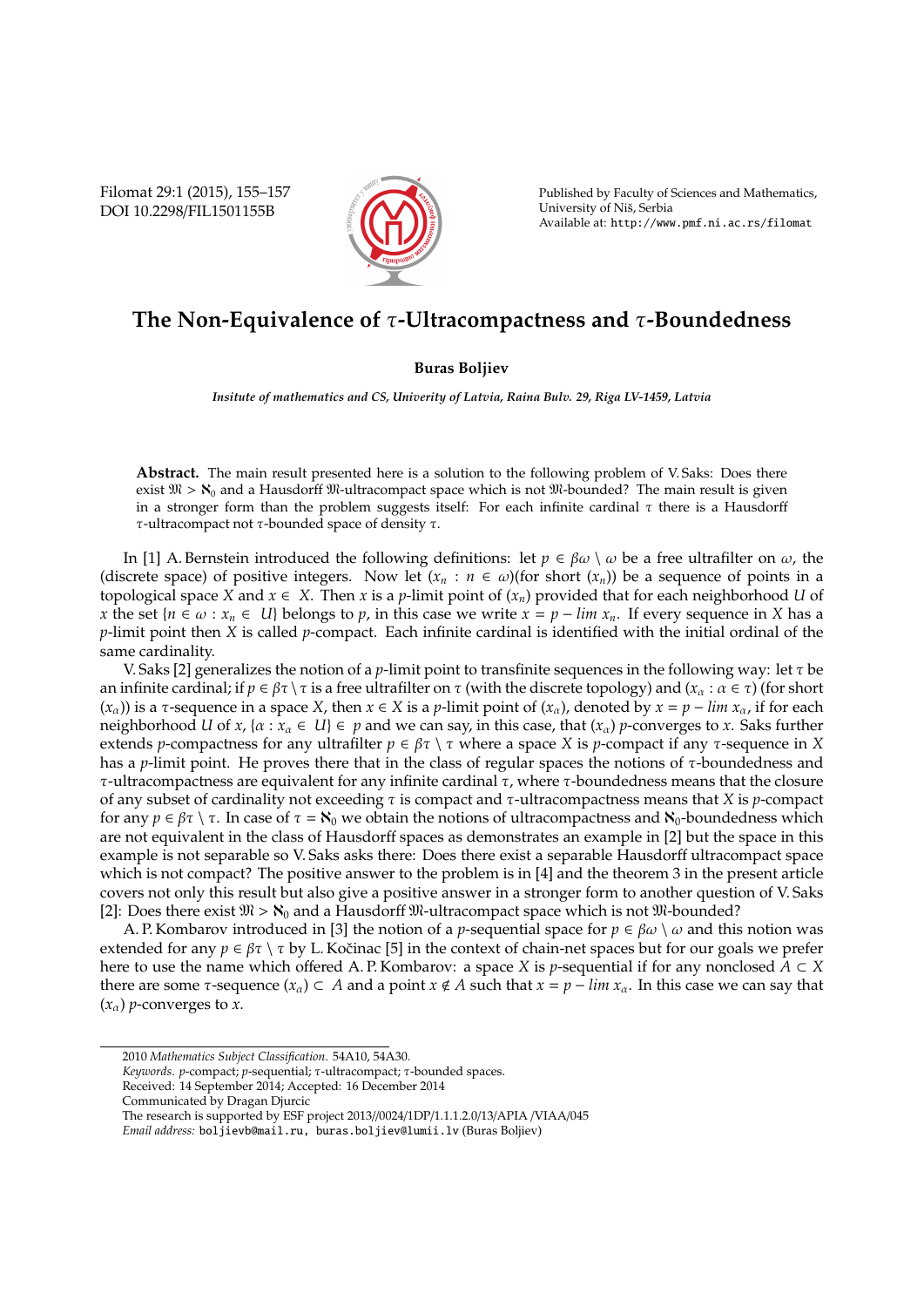# The Non-Equivalence of $\tau$-Ultracompactness and $\tau$-Boundedness

**Buras Boljiev**

*Insitute of mathematics and CS, Univerity of Latvia, Raina Bulv. 29, Riga LV-1459, Latvia*

**Abstract.** The main result presented here is a solution to the following problem of V. Saks: Does there exist $\mathfrak{M} > \aleph_0$ and a Hausdorff $\mathfrak{M}$-ultracompact space which is not $\mathfrak{M}$-bounded? The main result is given in a stronger form than the problem suggests itself: For each infinite cardinal $\tau$ there is a Hausdorff $\tau$-ultracompact not $\tau$-bounded space of density $\tau$.

In [1] A. Bernstein introduced the following definitions: let $p \in \beta\omega \setminus \omega$ be a free ultrafilter on $\omega$, the (discrete space) of positive integers. Now let $(x_n : n \in \omega)$(for short $(x_n)$) be a sequence of points in a topological space $X$ and $x \in X$. Then $x$ is a $p$-limit point of $(x_n)$ provided that for each neighborhood $U$ of $x$ the set $\{n \in \omega : x_n \in U\}$ belongs to $p$, in this case we write $x = p - lim\ x_n$. If every sequence in $X$ has a $p$-limit point then $X$ is called $p$-compact. Each infinite cardinal is identified with the initial ordinal of the same cardinality.

V. Saks [2] generalizes the notion of a $p$-limit point to transfinite sequences in the following way: let $\tau$ be an infinite cardinal; if $p \in \beta\tau \setminus \tau$ is a free ultrafilter on $\tau$ (with the discrete topology) and $(x_\alpha : \alpha \in \tau)$ (for short $(x_\alpha)$) is a $\tau$-sequence in a space $X$, then $x \in X$ is a $p$-limit point of $(x_\alpha)$, denoted by $x = p - lim\ x_\alpha$, if for each neighborhood $U$ of $x$, $\{\alpha : x_\alpha \in U\} \in p$ and we can say, in this case, that $(x_\alpha)$ $p$-converges to $x$. Saks further extends $p$-compactness for any ultrafilter $p \in \beta\tau \setminus \tau$ where a space $X$ is $p$-compact if any $\tau$-sequence in $X$ has a $p$-limit point. He proves there that in the class of regular spaces the notions of $\tau$-boundedness and $\tau$-ultracompactness are equivalent for any infinite cardinal $\tau$, where $\tau$-boundedness means that the closure of any subset of cardinality not exceeding $\tau$ is compact and $\tau$-ultracompactness means that $X$ is $p$-compact for any $p \in \beta\tau \setminus \tau$. In case of $\tau = \aleph_0$ we obtain the notions of ultracompactness and $\aleph_0$-boundedness which are not equivalent in the class of Hausdorff spaces as demonstrates an example in [2] but the space in this example is not separable so V. Saks asks there: Does there exist a separable Hausdorff ultracompact space which is not compact? The positive answer to the problem is in [4] and the theorem 3 in the present article covers not only this result but also give a positive answer in a stronger form to another question of V. Saks [2]: Does there exist $\mathfrak{M} > \aleph_0$ and a Hausdorff $\mathfrak{M}$-ultracompact space which is not $\mathfrak{M}$-bounded?

A. P. Kombarov introduced in [3] the notion of a $p$-sequential space for $p \in \beta\omega \setminus \omega$ and this notion was extended for any $p \in \beta\tau \setminus \tau$ by L. Kočinac [5] in the context of chain-net spaces but for our goals we prefer here to use the name which offered A. P. Kombarov: a space $X$ is $p$-sequential if for any nonclosed $A \subset X$ there are some $\tau$-sequence $(x_\alpha) \subset A$ and a point $x \notin A$ such that $x = p - lim\ x_\alpha$. In this case we can say that $(x_\alpha)$ $p$-converges to $x$.

---

2010 *Mathematics Subject Classification*. 54A10, 54A30.

*Keywords*. $p$-compact; $p$-sequential; $\tau$-ultracompact; $\tau$-bounded spaces.

Received: 14 September 2014; Accepted: 16 December 2014

Communicated by Dragan Djurcic

The research is supported by ESF project 2013//0024/1DP/1.1.1.2.0/13/APIA /VIAA/045

*Email address:* boljievb@mail.ru, buras.boljiev@lumii.lv (Buras Boljiev)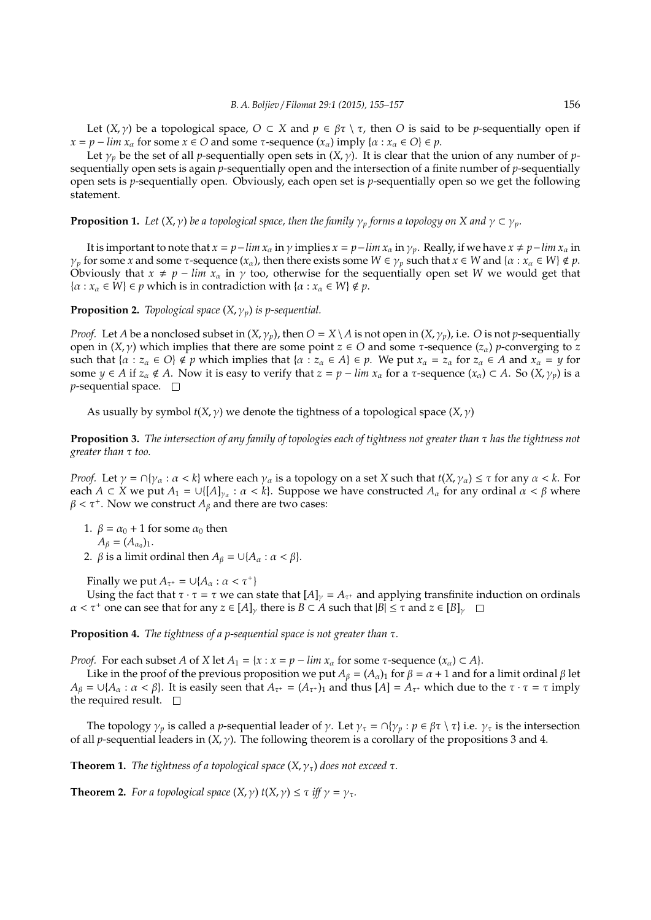Let $(X, \gamma)$ be a topological space, $O \subset X$ and $p \in \beta\tau \setminus \tau$, then $O$ is said to be $p$-sequentially open if $x = p - lim\ x_\alpha$ for some $x \in O$ and some $\tau$-sequence $(x_\alpha)$ imply $\{\alpha : x_\alpha \in O\} \in p$.

Let $\gamma_p$ be the set of all $p$-sequentially open sets in $(X, \gamma)$. It is clear that the union of any number of $p$-sequentially open sets is again $p$-sequentially open and the intersection of a finite number of $p$-sequentially open sets is $p$-sequentially open. Obviously, each open set is $p$-sequentially open so we get the following statement.

**Proposition 1.** *Let $(X, \gamma)$ be a topological space, then the family $\gamma_p$ forms a topology on $X$ and $\gamma \subset \gamma_p$.*

It is important to note that $x = p - lim\ x_\alpha$ in $\gamma$ implies $x = p - lim\ x_\alpha$ in $\gamma_p$. Really, if we have $x \neq p - lim\ x_\alpha$ in $\gamma_p$ for some $x$ and some $\tau$-sequence $(x_\alpha)$, then there exists some $W \in \gamma_p$ such that $x \in W$ and $\{\alpha : x_\alpha \in W\} \notin p$. Obviously that $x \neq p - lim\ x_\alpha$ in $\gamma$ too, otherwise for the sequentially open set $W$ we would get that $\{\alpha : x_\alpha \in W\} \in p$ which is in contradiction with $\{\alpha : x_\alpha \in W\} \notin p$.

**Proposition 2.** *Topological space $(X, \gamma_p)$ is $p$-sequential.*

*Proof.* Let $A$ be a nonclosed subset in $(X, \gamma_p)$, then $O = X \setminus A$ is not open in $(X, \gamma_p)$, i.e. $O$ is not $p$-sequentially open in $(X, \gamma)$ which implies that there are some point $z \in O$ and some $\tau$-sequence $(z_\alpha)$ $p$-converging to $z$ such that $\{\alpha : z_\alpha \in O\} \notin p$ which implies that $\{\alpha : z_\alpha \in A\} \in p$. We put $x_\alpha = z_\alpha$ for $z_\alpha \in A$ and $x_\alpha = y$ for some $y \in A$ if $z_\alpha \notin A$. Now it is easy to verify that $z = p - lim\ x_\alpha$ for a $\tau$-sequence $(x_\alpha) \subset A$. So $(X, \gamma_p)$ is a $p$-sequential space. $\square$

As usually by symbol $t(X, \gamma)$ we denote the tightness of a topological space $(X, \gamma)$

**Proposition 3.** *The intersection of any family of topologies each of tightness not greater than $\tau$ has the tightness not greater than $\tau$ too.*

*Proof.* Let $\gamma = \cap\{\gamma_\alpha : \alpha < k\}$ where each $\gamma_\alpha$ is a topology on a set $X$ such that $t(X, \gamma_\alpha) \leq \tau$ for any $\alpha < k$. For each $A \subset X$ we put $A_1 = \cup\{[A]_{\gamma_\alpha} : \alpha < k\}$. Suppose we have constructed $A_\alpha$ for any ordinal $\alpha < \beta$ where $\beta < \tau^+$. Now we construct $A_\beta$ and there are two cases:

1. $\beta = \alpha_0 + 1$ for some $\alpha_0$ then
   $A_\beta = (A_{\alpha_0})_1$.
2. $\beta$ is a limit ordinal then $A_\beta = \cup\{A_\alpha : \alpha < \beta\}$.

Finally we put $A_{\tau^+} = \cup\{A_\alpha : \alpha < \tau^+\}$

Using the fact that $\tau \cdot \tau = \tau$ we can state that $[A]_\gamma = A_{\tau^+}$ and applying transfinite induction on ordinals $\alpha < \tau^+$ one can see that for any $z \in [A]_\gamma$ there is $B \subset A$ such that $|B| \leq \tau$ and $z \in [B]_\gamma$ $\square$

**Proposition 4.** *The tightness of a $p$-sequential space is not greater than $\tau$.*

*Proof.* For each subset $A$ of $X$ let $A_1 = \{x : x = p - lim\ x_\alpha$ for some $\tau$-sequence $(x_\alpha) \subset A\}$.

Like in the proof of the previous proposition we put $A_\beta = (A_\alpha)_1$ for $\beta = \alpha + 1$ and for a limit ordinal $\beta$ let $A_\beta = \cup\{A_\alpha : \alpha < \beta\}$. It is easily seen that $A_{\tau^+} = (A_{\tau^+})_1$ and thus $[A] = A_{\tau^+}$ which due to the $\tau \cdot \tau = \tau$ imply the required result. $\square$

The topology $\gamma_p$ is called a $p$-sequential leader of $\gamma$. Let $\gamma_\tau = \cap\{\gamma_p : p \in \beta\tau \setminus \tau\}$ i.e. $\gamma_\tau$ is the intersection of all $p$-sequential leaders in $(X, \gamma)$. The following theorem is a corollary of the propositions 3 and 4.

**Theorem 1.** *The tightness of a topological space $(X, \gamma_\tau)$ does not exceed $\tau$.*

**Theorem 2.** *For a topological space $(X, \gamma)$ $t(X, \gamma) \leq \tau$ iff $\gamma = \gamma_\tau$.*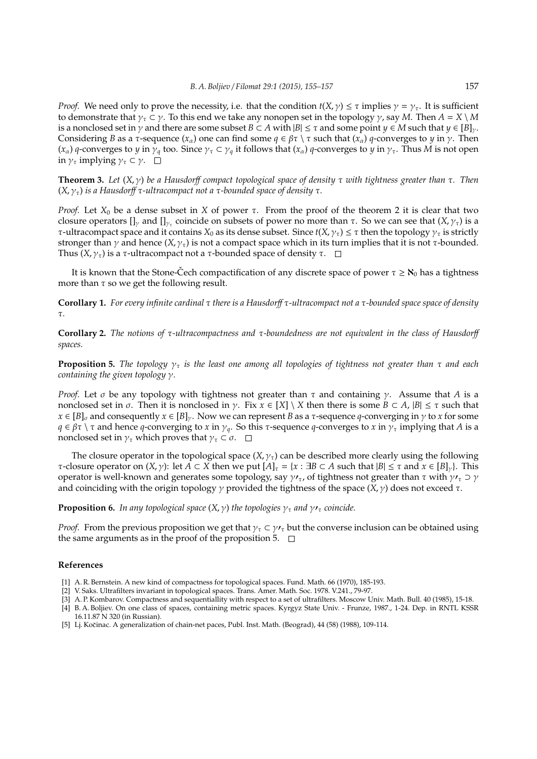*Proof.* We need only to prove the necessity, i.e. that the condition $t(X, \gamma) \leq \tau$ implies $\gamma = \gamma_\tau$. It is sufficient to demonstrate that $\gamma_\tau \subset \gamma$. To this end we take any nonopen set in the topology $\gamma$, say $M$. Then $A = X \setminus M$ is a nonclosed set in $\gamma$ and there are some subset $B \subset A$ with $|B| \leq \tau$ and some point $y \in M$ such that $y \in [B]_\gamma$. Considering $B$ as a $\tau$-sequence $(x_\alpha)$ one can find some $q \in \beta\tau \setminus \tau$ such that $(x_\alpha)$ $q$-converges to $y$ in $\gamma$. Then $(x_\alpha)$ $q$-converges to $y$ in $\gamma_q$ too. Since $\gamma_\tau \subset \gamma_q$ it follows that $(x_\alpha)$ $q$-converges to $y$ in $\gamma_\tau$. Thus $M$ is not open in $\gamma_\tau$ implying $\gamma_\tau \subset \gamma$. □

**Theorem 3.** *Let $(X, \gamma)$ be a Hausdorff compact topological space of density $\tau$ with tightness greater than $\tau$. Then $(X, \gamma_\tau)$ is a Hausdorff $\tau$-ultracompact not a $\tau$-bounded space of density $\tau$.*

*Proof.* Let $X_0$ be a dense subset in $X$ of power $\tau$. From the proof of the theorem 2 it is clear that two closure operators $[]_\gamma$ and $[]_{\gamma_\tau}$ coincide on subsets of power no more than $\tau$. So we can see that $(X, \gamma_\tau)$ is a $\tau$-ultracompact space and it contains $X_0$ as its dense subset. Since $t(X, \gamma_\tau) \leq \tau$ then the topology $\gamma_\tau$ is strictly stronger than $\gamma$ and hence $(X, \gamma_\tau)$ is not a compact space which in its turn implies that it is not $\tau$-bounded. Thus $(X, \gamma_\tau)$ is a $\tau$-ultracompact not a $\tau$-bounded space of density $\tau$. □

It is known that the Stone-Čech compactification of any discrete space of power $\tau \geq \aleph_0$ has a tightness more than $\tau$ so we get the following result.

**Corollary 1.** *For every infinite cardinal $\tau$ there is a Hausdorff $\tau$-ultracompact not a $\tau$-bounded space space of density $\tau$.*

**Corollary 2.** *The notions of $\tau$-ultracompactness and $\tau$-boundedness are not equivalent in the class of Hausdorff spaces.*

**Proposition 5.** *The topology $\gamma_\tau$ is the least one among all topologies of tightness not greater than $\tau$ and each containing the given topology $\gamma$.*

*Proof.* Let $\sigma$ be any topology with tightness not greater than $\tau$ and containing $\gamma$. Assume that $A$ is a nonclosed set in $\sigma$. Then it is nonclosed in $\gamma$. Fix $x \in [X] \setminus X$ then there is some $B \subset A$, $|B| \leq \tau$ such that $x \in [B]_\sigma$ and consequently $x \in [B]_\gamma$. Now we can represent $B$ as a $\tau$-sequence $q$-converging in $\gamma$ to $x$ for some $q \in \beta\tau \setminus \tau$ and hence $q$-converging to $x$ in $\gamma_q$. So this $\tau$-sequence $q$-converges to $x$ in $\gamma_\tau$ implying that $A$ is a nonclosed set in $\gamma_\tau$ which proves that $\gamma_\tau \subset \sigma$. □

The closure operator in the topological space $(X, \gamma_\tau)$ can be described more clearly using the following $\tau$-closure operator on $(X, \gamma)$: let $A \subset X$ then we put $[A]_\tau = \{x : \exists B \subset A \text{ such that } |B| \leq \tau \text{ and } x \in [B]_\gamma\}$. This operator is well-known and generates some topology, say $\gamma\prime_\tau$, of tightness not greater than $\tau$ with $\gamma\prime_\tau \supset \gamma$ and coinciding with the origin topology $\gamma$ provided the tightness of the space $(X, \gamma)$ does not exceed $\tau$.

**Proposition 6.** *In any topological space $(X, \gamma)$ the topologies $\gamma_\tau$ and $\gamma\prime_\tau$ coincide.*

*Proof.* From the previous proposition we get that $\gamma_\tau \subset \gamma\prime_\tau$ but the converse inclusion can be obtained using the same arguments as in the proof of the proposition 5. □

## References

[1] A. R. Bernstein. A new kind of compactness for topological spaces. Fund. Math. 66 (1970), 185-193.

[2] V. Saks. Ultrafilters invariant in topological spaces. Trans. Amer. Math. Soc. 1978. V.241., 79-97.

[3] A. P. Kombarov. Compactness and sequentiallity with respect to a set of ultrafilters. Moscow Univ. Math. Bull. 40 (1985), 15-18.

[4] B. A. Boljiev. On one class of spaces, containing metric spaces. Kyrgyz State Univ. - Frunze, 1987., 1-24. Dep. in RNTL KSSR 16.11.87 N 320 (in Russian).

[5] Lj. Kočinac. A generalization of chain-net paces, Publ. Inst. Math. (Beograd), 44 (58) (1988), 109-114.